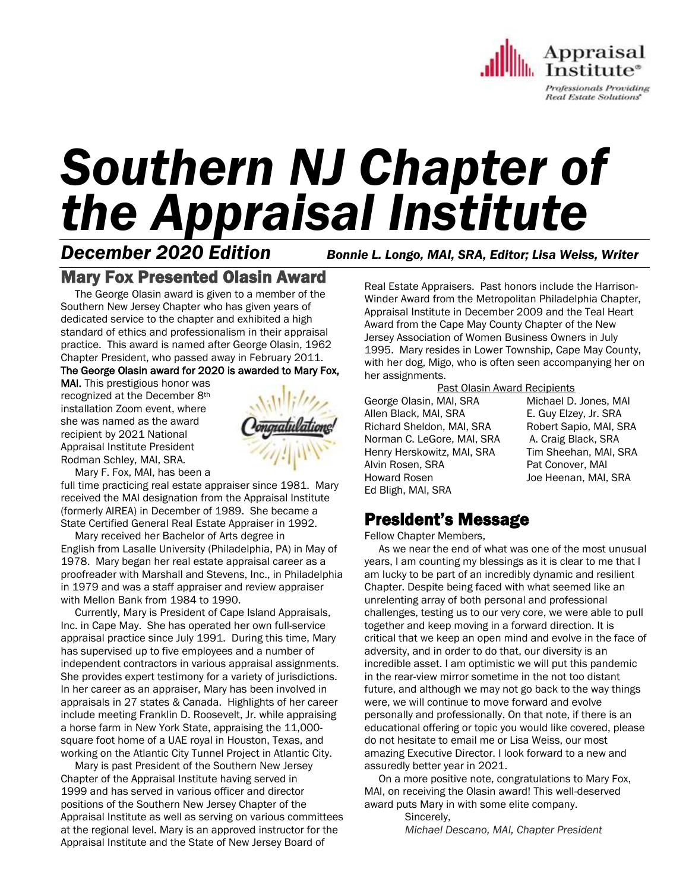# Southern NJ Chapter of the Appraisal Institute

***December 2020 Edition*** ***Bonnie L. Longo, MAI, SRA, Editor; Lisa Weiss, Writer***

## Mary Fox Presented Olasin Award

The George Olasin award is given to a member of the Southern New Jersey Chapter who has given years of dedicated service to the chapter and exhibited a high standard of ethics and professionalism in their appraisal practice. This award is named after George Olasin, 1962 Chapter President, who passed away in February 2011. **The George Olasin award for 2020 is awarded to Mary Fox, MAI.** This prestigious honor was recognized at the December 8th installation Zoom event, where she was named as the award recipient by 2021 National Appraisal Institute President Rodman Schley, MAI, SRA.

Mary F. Fox, MAI, has been a full time practicing real estate appraiser since 1981. Mary received the MAI designation from the Appraisal Institute (formerly AIREA) in December of 1989. She became a State Certified General Real Estate Appraiser in 1992.

Mary received her Bachelor of Arts degree in English from Lasalle University (Philadelphia, PA) in May of 1978. Mary began her real estate appraisal career as a proofreader with Marshall and Stevens, Inc., in Philadelphia in 1979 and was a staff appraiser and review appraiser with Mellon Bank from 1984 to 1990.

Currently, Mary is President of Cape Island Appraisals, Inc. in Cape May. She has operated her own full-service appraisal practice since July 1991. During this time, Mary has supervised up to five employees and a number of independent contractors in various appraisal assignments. She provides expert testimony for a variety of jurisdictions. In her career as an appraiser, Mary has been involved in appraisals in 27 states & Canada. Highlights of her career include meeting Franklin D. Roosevelt, Jr. while appraising a horse farm in New York State, appraising the 11,000-square foot home of a UAE royal in Houston, Texas, and working on the Atlantic City Tunnel Project in Atlantic City.

Mary is past President of the Southern New Jersey Chapter of the Appraisal Institute having served in 1999 and has served in various officer and director positions of the Southern New Jersey Chapter of the Appraisal Institute as well as serving on various committees at the regional level. Mary is an approved instructor for the Appraisal Institute and the State of New Jersey Board of Real Estate Appraisers. Past honors include the Harrison-Winder Award from the Metropolitan Philadelphia Chapter, Appraisal Institute in December 2009 and the Teal Heart Award from the Cape May County Chapter of the New Jersey Association of Women Business Owners in July 1995. Mary resides in Lower Township, Cape May County, with her dog, Migo, who is often seen accompanying her on her assignments.

Past Olasin Award Recipients

| | |
|---|---|
| George Olasin, MAI, SRA | Michael D. Jones, MAI |
| Allen Black, MAI, SRA | E. Guy Elzey, Jr. SRA |
| Richard Sheldon, MAI, SRA | Robert Sapio, MAI, SRA |
| Norman C. LeGore, MAI, SRA | A. Craig Black, SRA |
| Henry Herskowitz, MAI, SRA | Tim Sheehan, MAI, SRA |
| Alvin Rosen, SRA | Pat Conover, MAI |
| Howard Rosen | Joe Heenan, MAI, SRA |
| Ed Bligh, MAI, SRA | |

## President's Message

Fellow Chapter Members,

As we near the end of what was one of the most unusual years, I am counting my blessings as it is clear to me that I am lucky to be part of an incredibly dynamic and resilient Chapter. Despite being faced with what seemed like an unrelenting array of both personal and professional challenges, testing us to our very core, we were able to pull together and keep moving in a forward direction. It is critical that we keep an open mind and evolve in the face of adversity, and in order to do that, our diversity is an incredible asset. I am optimistic we will put this pandemic in the rear-view mirror sometime in the not too distant future, and although we may not go back to the way things were, we will continue to move forward and evolve personally and professionally. On that note, if there is an educational offering or topic you would like covered, please do not hesitate to email me or Lisa Weiss, our most amazing Executive Director. I look forward to a new and assuredly better year in 2021.

On a more positive note, congratulations to Mary Fox, MAI, on receiving the Olasin award! This well-deserved award puts Mary in with some elite company.

Sincerely,

*Michael Descano, MAI, Chapter President*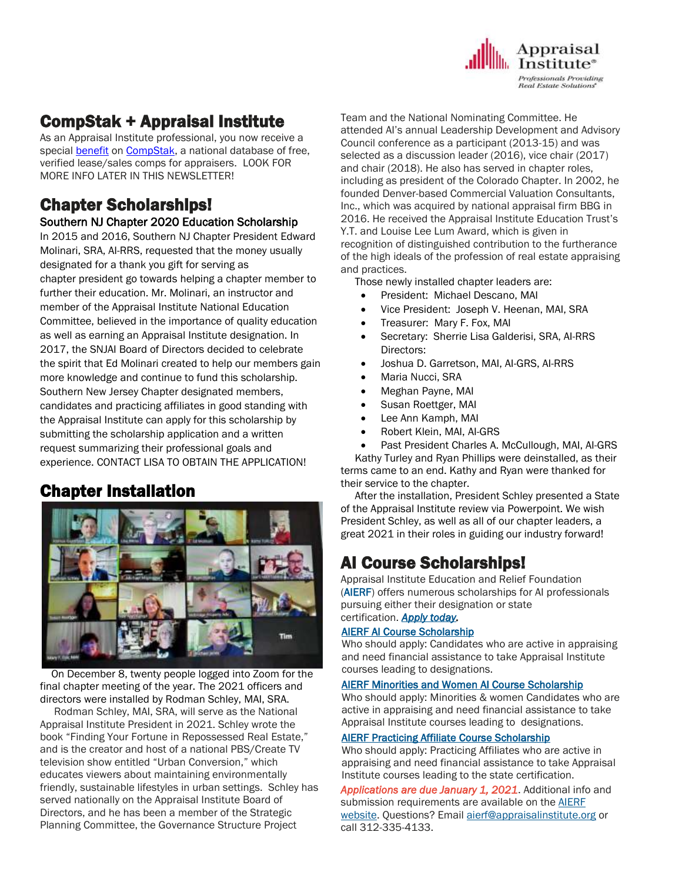## CompStak + Appraisal Institute

As an Appraisal Institute professional, you now receive a special benefit on CompStak, a national database of free, verified lease/sales comps for appraisers. LOOK FOR MORE INFO LATER IN THIS NEWSLETTER!

## Chapter Scholarships!

### Southern NJ Chapter 2020 Education Scholarship

In 2015 and 2016, Southern NJ Chapter President Edward Molinari, SRA, AI-RRS, requested that the money usually designated for a thank you gift for serving as chapter president go towards helping a chapter member to further their education. Mr. Molinari, an instructor and member of the Appraisal Institute National Education Committee, believed in the importance of quality education as well as earning an Appraisal Institute designation. In 2017, the SNJAI Board of Directors decided to celebrate the spirit that Ed Molinari created to help our members gain more knowledge and continue to fund this scholarship. Southern New Jersey Chapter designated members, candidates and practicing affiliates in good standing with the Appraisal Institute can apply for this scholarship by submitting the scholarship application and a written request summarizing their professional goals and experience. CONTACT LISA TO OBTAIN THE APPLICATION!

## Chapter Installation

On December 8, twenty people logged into Zoom for the final chapter meeting of the year. The 2021 officers and directors were installed by Rodman Schley, MAI, SRA.

Rodman Schley, MAI, SRA, will serve as the National Appraisal Institute President in 2021. Schley wrote the book "Finding Your Fortune in Repossessed Real Estate," and is the creator and host of a national PBS/Create TV television show entitled "Urban Conversion," which educates viewers about maintaining environmentally friendly, sustainable lifestyles in urban settings. Schley has served nationally on the Appraisal Institute Board of Directors, and he has been a member of the Strategic Planning Committee, the Governance Structure Project Team and the National Nominating Committee. He attended AI's annual Leadership Development and Advisory Council conference as a participant (2013-15) and was selected as a discussion leader (2016), vice chair (2017) and chair (2018). He also has served in chapter roles, including as president of the Colorado Chapter. In 2002, he founded Denver-based Commercial Valuation Consultants, Inc., which was acquired by national appraisal firm BBG in 2016. He received the Appraisal Institute Education Trust's Y.T. and Louise Lee Lum Award, which is given in recognition of distinguished contribution to the furtherance of the high ideals of the profession of real estate appraising and practices.

Those newly installed chapter leaders are:

- President: Michael Descano, MAI
- Vice President: Joseph V. Heenan, MAI, SRA
- Treasurer: Mary F. Fox, MAI
- Secretary: Sherrie Lisa Galderisi, SRA, AI-RRS
  Directors:
- Joshua D. Garretson, MAI, AI-GRS, AI-RRS
- Maria Nucci, SRA
- Meghan Payne, MAI
- Susan Roettger, MAI
- Lee Ann Kamph, MAI
- Robert Klein, MAI, AI-GRS
- Past President Charles A. McCullough, MAI, AI-GRS

Kathy Turley and Ryan Phillips were deinstalled, as their terms came to an end. Kathy and Ryan were thanked for their service to the chapter.

After the installation, President Schley presented a State of the Appraisal Institute review via Powerpoint. We wish President Schley, as well as all of our chapter leaders, a great 2021 in their roles in guiding our industry forward!

## AI Course Scholarships!

Appraisal Institute Education and Relief Foundation (AIERF) offers numerous scholarships for AI professionals pursuing either their designation or state certification. ***Apply today.***

**AIERF AI Course Scholarship**
Who should apply: Candidates who are active in appraising and need financial assistance to take Appraisal Institute courses leading to designations.

**AIERF Minorities and Women AI Course Scholarship**
Who should apply: Minorities & women Candidates who are active in appraising and need financial assistance to take Appraisal Institute courses leading to designations.

**AIERF Practicing Affiliate Course Scholarship**
Who should apply: Practicing Affiliates who are active in appraising and need financial assistance to take Appraisal Institute courses leading to the state certification.

*Applications are due January 1, 2021*. Additional info and submission requirements are available on the AIERF website. Questions? Email aierf@appraisalinstitute.org or call 312-335-4133.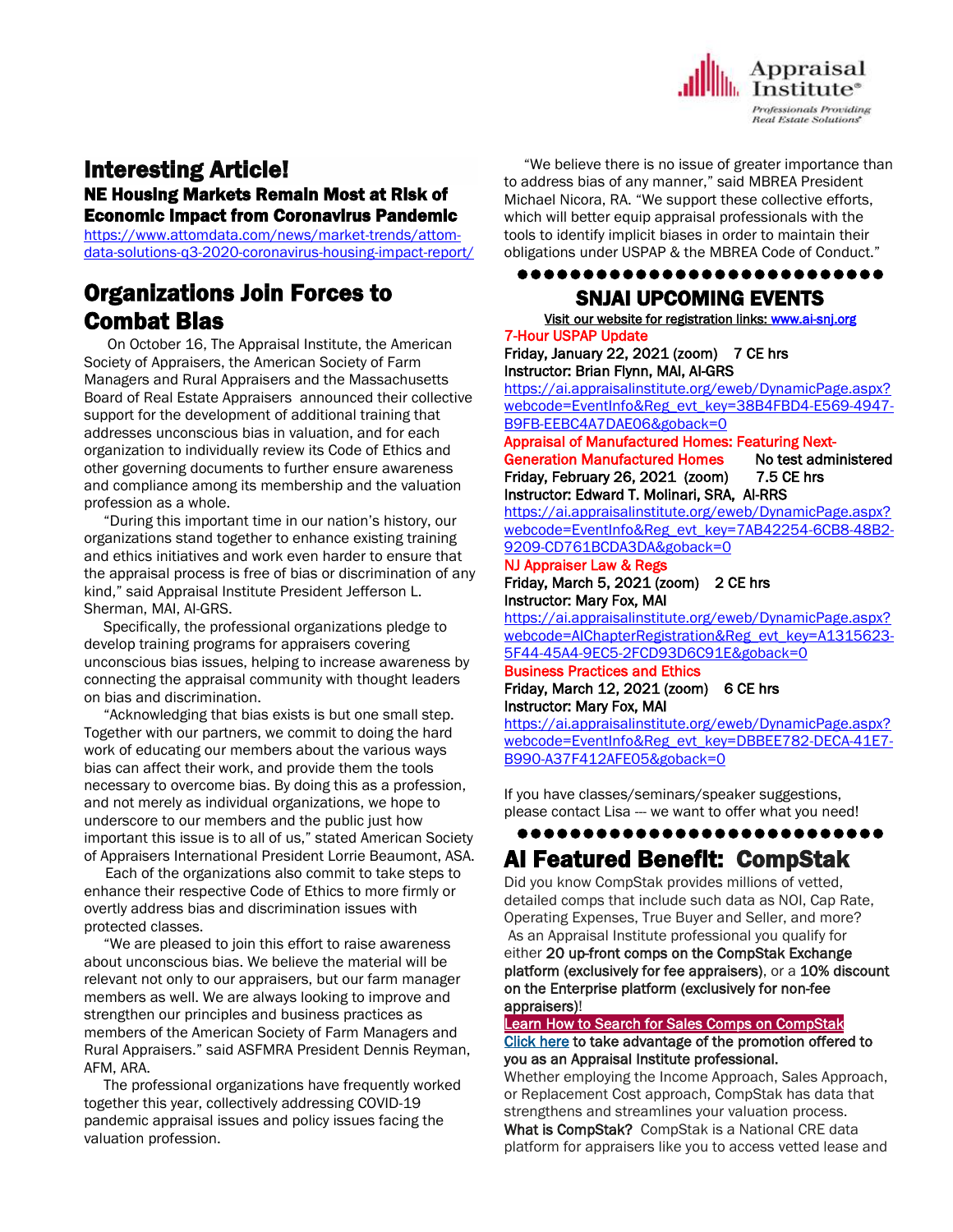## Interesting Article!

### NE Housing Markets Remain Most at Risk of Economic Impact from Coronavirus Pandemic

https://www.attomdata.com/news/market-trends/attom-data-solutions-q3-2020-coronavirus-housing-impact-report/

## Organizations Join Forces to Combat Bias

On October 16, The Appraisal Institute, the American Society of Appraisers, the American Society of Farm Managers and Rural Appraisers and the Massachusetts Board of Real Estate Appraisers announced their collective support for the development of additional training that addresses unconscious bias in valuation, and for each organization to individually review its Code of Ethics and other governing documents to further ensure awareness and compliance among its membership and the valuation profession as a whole.

"During this important time in our nation's history, our organizations stand together to enhance existing training and ethics initiatives and work even harder to ensure that the appraisal process is free of bias or discrimination of any kind," said Appraisal Institute President Jefferson L. Sherman, MAI, AI-GRS.

Specifically, the professional organizations pledge to develop training programs for appraisers covering unconscious bias issues, helping to increase awareness by connecting the appraisal community with thought leaders on bias and discrimination.

"Acknowledging that bias exists is but one small step. Together with our partners, we commit to doing the hard work of educating our members about the various ways bias can affect their work, and provide them the tools necessary to overcome bias. By doing this as a profession, and not merely as individual organizations, we hope to underscore to our members and the public just how important this issue is to all of us," stated American Society of Appraisers International President Lorrie Beaumont, ASA.

Each of the organizations also commit to take steps to enhance their respective Code of Ethics to more firmly or overtly address bias and discrimination issues with protected classes.

"We are pleased to join this effort to raise awareness about unconscious bias. We believe the material will be relevant not only to our appraisers, but our farm manager members as well. We are always looking to improve and strengthen our principles and business practices as members of the American Society of Farm Managers and Rural Appraisers." said ASFMRA President Dennis Reyman, AFM, ARA.

The professional organizations have frequently worked together this year, collectively addressing COVID-19 pandemic appraisal issues and policy issues facing the valuation profession.

"We believe there is no issue of greater importance than to address bias of any manner," said MBREA President Michael Nicora, RA. "We support these collective efforts, which will better equip appraisal professionals with the tools to identify implicit biases in order to maintain their obligations under USPAP & the MBREA Code of Conduct."

●●●●●●●●●●●●●●●●●●●●●●●●●●●●

## SNJAI UPCOMING EVENTS

Visit our website for registration links: www.ai-snj.org

**7-Hour USPAP Update**
**Friday, January 22, 2021 (zoom) 7 CE hrs**
**Instructor: Brian Flynn, MAI, AI-GRS**
https://ai.appraisalinstitute.org/eweb/DynamicPage.aspx?webcode=EventInfo&Reg_evt_key=38B4FBD4-E569-4947-B9FB-EEBC4A7DAE06&goback=0

**Appraisal of Manufactured Homes: Featuring Next-Generation Manufactured Homes** No test administered
**Friday, February 26, 2021 (zoom) 7.5 CE hrs**
**Instructor: Edward T. Molinari, SRA, AI-RRS**
https://ai.appraisalinstitute.org/eweb/DynamicPage.aspx?webcode=EventInfo&Reg_evt_key=7AB42254-6CB8-48B2-9209-CD761BCDA3DA&goback=0

**NJ Appraiser Law & Regs**
**Friday, March 5, 2021 (zoom) 2 CE hrs**
**Instructor: Mary Fox, MAI**
https://ai.appraisalinstitute.org/eweb/DynamicPage.aspx?webcode=AIChapterRegistration&Reg_evt_key=A1315623-5F44-45A4-9EC5-2FCD93D6C91E&goback=0

**Business Practices and Ethics**
**Friday, March 12, 2021 (zoom) 6 CE hrs**
**Instructor: Mary Fox, MAI**
https://ai.appraisalinstitute.org/eweb/DynamicPage.aspx?webcode=EventInfo&Reg_evt_key=DBBEE782-DECA-41E7-B990-A37F412AFE05&goback=0

If you have classes/seminars/speaker suggestions, please contact Lisa --- we want to offer what you need!

●●●●●●●●●●●●●●●●●●●●●●●●●●●●

## AI Featured Benefit: CompStak

Did you know CompStak provides millions of vetted, detailed comps that include such data as NOI, Cap Rate, Operating Expenses, True Buyer and Seller, and more? As an Appraisal Institute professional you qualify for either **20 up-front comps on the CompStak Exchange platform (exclusively for fee appraisers)**, or a **10% discount on the Enterprise platform (exclusively for non-fee appraisers)**!

Learn How to Search for Sales Comps on CompStak

Click here **to take advantage of the promotion offered to you as an Appraisal Institute professional.**

Whether employing the Income Approach, Sales Approach, or Replacement Cost approach, CompStak has data that strengthens and streamlines your valuation process.

**What is CompStak?** CompStak is a National CRE data platform for appraisers like you to access vetted lease and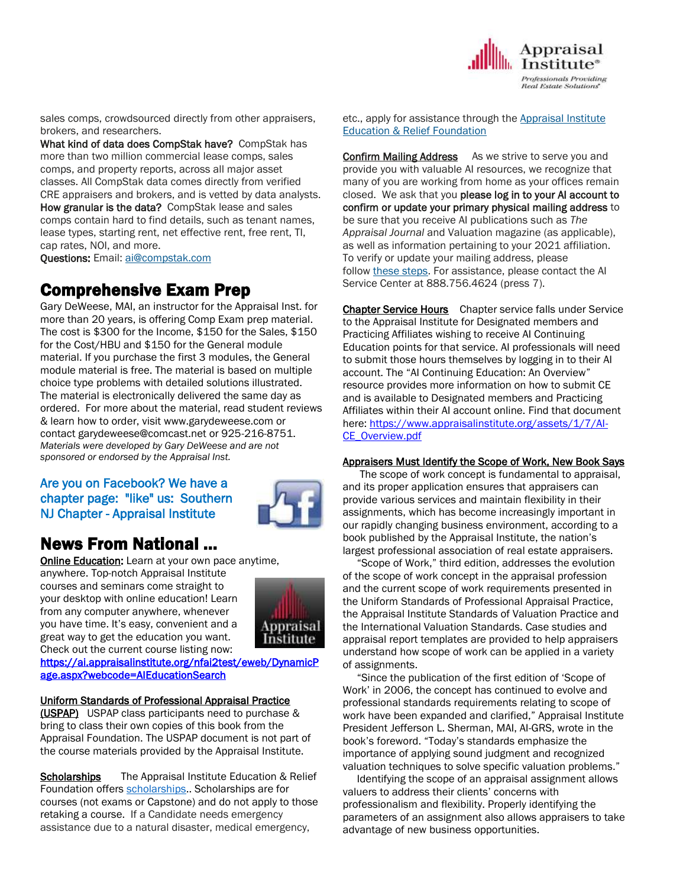sales comps, crowdsourced directly from other appraisers, brokers, and researchers.

**What kind of data does CompStak have?** CompStak has more than two million commercial lease comps, sales comps, and property reports, across all major asset classes. All CompStak data comes directly from verified CRE appraisers and brokers, and is vetted by data analysts.

**How granular is the data?** CompStak lease and sales comps contain hard to find details, such as tenant names, lease types, starting rent, net effective rent, free rent, TI, cap rates, NOI, and more.

**Questions:** Email: ai@compstak.com

# Comprehensive Exam Prep

Gary DeWeese, MAI, an instructor for the Appraisal Inst. for more than 20 years, is offering Comp Exam prep material. The cost is $300 for the Income, $150 for the Sales, $150 for the Cost/HBU and $150 for the General module material. If you purchase the first 3 modules, the General module material is free. The material is based on multiple choice type problems with detailed solutions illustrated. The material is electronically delivered the same day as ordered. For more about the material, read student reviews & learn how to order, visit www.garydeweese.com or contact garydeweese@comcast.net or 925-216-8751.

*Materials were developed by Gary DeWeese and are not sponsored or endorsed by the Appraisal Inst.*

## Are you on Facebook? We have a chapter page: "like" us: Southern NJ Chapter - Appraisal Institute

# News From National ...

**Online Education:** Learn at your own pace anytime, anywhere. Top-notch Appraisal Institute courses and seminars come straight to your desktop with online education! Learn from any computer anywhere, whenever you have time. It's easy, convenient and a great way to get the education you want. Check out the current course listing now: **https://ai.appraisalinstitute.org/nfai2test/eweb/DynamicPage.aspx?webcode=AIEducationSearch**

**Uniform Standards of Professional Appraisal Practice (USPAP)** USPAP class participants need to purchase & bring to class their own copies of this book from the Appraisal Foundation. The USPAP document is not part of the course materials provided by the Appraisal Institute.

**Scholarships** The Appraisal Institute Education & Relief Foundation offers scholarships.. Scholarships are for courses (not exams or Capstone) and do not apply to those retaking a course. If a Candidate needs emergency assistance due to a natural disaster, medical emergency, etc., apply for assistance through the Appraisal Institute Education & Relief Foundation

**Confirm Mailing Address** As we strive to serve you and provide you with valuable AI resources, we recognize that many of you are working from home as your offices remain closed. We ask that you **please log in to your AI account to confirm or update your primary physical mailing address** to be sure that you receive AI publications such as *The Appraisal Journal* and Valuation magazine (as applicable), as well as information pertaining to your 2021 affiliation. To verify or update your mailing address, please follow these steps. For assistance, please contact the AI Service Center at 888.756.4624 (press 7).

**Chapter Service Hours** Chapter service falls under Service to the Appraisal Institute for Designated members and Practicing Affiliates wishing to receive AI Continuing Education points for that service. AI professionals will need to submit those hours themselves by logging in to their AI account. The "AI Continuing Education: An Overview" resource provides more information on how to submit CE and is available to Designated members and Practicing Affiliates within their AI account online. Find that document here: https://www.appraisalinstitute.org/assets/1/7/AI-CE_Overview.pdf

**Appraisers Must Identify the Scope of Work, New Book Says**

The scope of work concept is fundamental to appraisal, and its proper application ensures that appraisers can provide various services and maintain flexibility in their assignments, which has become increasingly important in our rapidly changing business environment, according to a book published by the Appraisal Institute, the nation's largest professional association of real estate appraisers.

"Scope of Work," third edition, addresses the evolution of the scope of work concept in the appraisal profession and the current scope of work requirements presented in the Uniform Standards of Professional Appraisal Practice, the Appraisal Institute Standards of Valuation Practice and the International Valuation Standards. Case studies and appraisal report templates are provided to help appraisers understand how scope of work can be applied in a variety of assignments.

"Since the publication of the first edition of 'Scope of Work' in 2006, the concept has continued to evolve and professional standards requirements relating to scope of work have been expanded and clarified," Appraisal Institute President Jefferson L. Sherman, MAI, AI-GRS, wrote in the book's foreword. "Today's standards emphasize the importance of applying sound judgment and recognized valuation techniques to solve specific valuation problems."

Identifying the scope of an appraisal assignment allows valuers to address their clients' concerns with professionalism and flexibility. Properly identifying the parameters of an assignment also allows appraisers to take advantage of new business opportunities.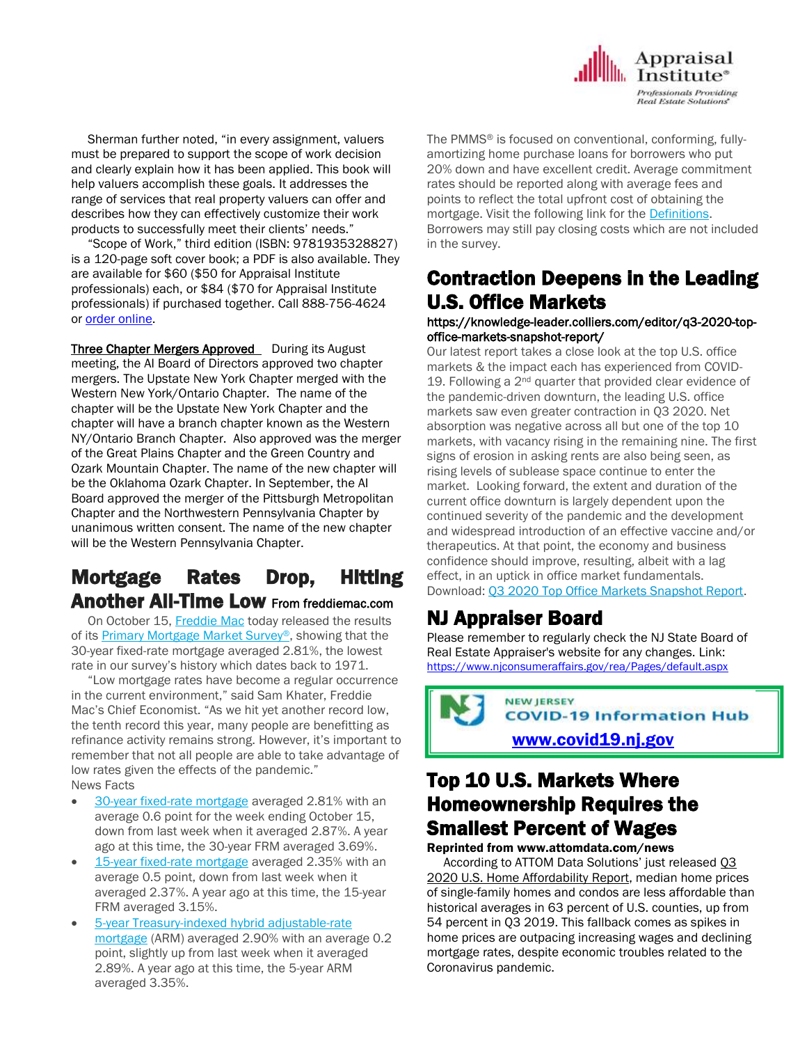Sherman further noted, "in every assignment, valuers must be prepared to support the scope of work decision and clearly explain how it has been applied. This book will help valuers accomplish these goals. It addresses the range of services that real property valuers can offer and describes how they can effectively customize their work products to successfully meet their clients' needs."

"Scope of Work," third edition (ISBN: 9781935328827) is a 120-page soft cover book; a PDF is also available. They are available for $60 ($50 for Appraisal Institute professionals) each, or $84 ($70 for Appraisal Institute professionals) if purchased together. Call 888-756-4624 or order online.

**Three Chapter Mergers Approved** During its August meeting, the AI Board of Directors approved two chapter mergers. The Upstate New York Chapter merged with the Western New York/Ontario Chapter. The name of the chapter will be the Upstate New York Chapter and the chapter will have a branch chapter known as the Western NY/Ontario Branch Chapter. Also approved was the merger of the Great Plains Chapter and the Green Country and Ozark Mountain Chapter. The name of the new chapter will be the Oklahoma Ozark Chapter. In September, the AI Board approved the merger of the Pittsburgh Metropolitan Chapter and the Northwestern Pennsylvania Chapter by unanimous written consent. The name of the new chapter will be the Western Pennsylvania Chapter.

## Mortgage Rates Drop, Hitting Another All-Time Low

From freddiemac.com

On October 15, Freddie Mac today released the results of its Primary Mortgage Market Survey®, showing that the 30-year fixed-rate mortgage averaged 2.81%, the lowest rate in our survey's history which dates back to 1971.

"Low mortgage rates have become a regular occurrence in the current environment," said Sam Khater, Freddie Mac's Chief Economist. "As we hit yet another record low, the tenth record this year, many people are benefitting as refinance activity remains strong. However, it's important to remember that not all people are able to take advantage of low rates given the effects of the pandemic."

News Facts

- 30-year fixed-rate mortgage averaged 2.81% with an average 0.6 point for the week ending October 15, down from last week when it averaged 2.87%. A year ago at this time, the 30-year FRM averaged 3.69%.
- 15-year fixed-rate mortgage averaged 2.35% with an average 0.5 point, down from last week when it averaged 2.37%. A year ago at this time, the 15-year FRM averaged 3.15%.
- 5-year Treasury-indexed hybrid adjustable-rate mortgage (ARM) averaged 2.90% with an average 0.2 point, slightly up from last week when it averaged 2.89%. A year ago at this time, the 5-year ARM averaged 3.35%.

The PMMS® is focused on conventional, conforming, fully-amortizing home purchase loans for borrowers who put 20% down and have excellent credit. Average commitment rates should be reported along with average fees and points to reflect the total upfront cost of obtaining the mortgage. Visit the following link for the Definitions. Borrowers may still pay closing costs which are not included in the survey.

## Contraction Deepens in the Leading U.S. Office Markets

**https://knowledge-leader.colliers.com/editor/q3-2020-top-office-markets-snapshot-report/**

Our latest report takes a close look at the top U.S. office markets & the impact each has experienced from COVID-19. Following a 2nd quarter that provided clear evidence of the pandemic-driven downturn, the leading U.S. office markets saw even greater contraction in Q3 2020. Net absorption was negative across all but one of the top 10 markets, with vacancy rising in the remaining nine. The first signs of erosion in asking rents are also being seen, as rising levels of sublease space continue to enter the market. Looking forward, the extent and duration of the current office downturn is largely dependent upon the continued severity of the pandemic and the development and widespread introduction of an effective vaccine and/or therapeutics. At that point, the economy and business confidence should improve, resulting, albeit with a lag effect, in an uptick in office market fundamentals.

Download: Q3 2020 Top Office Markets Snapshot Report.

## NJ Appraiser Board

Please remember to regularly check the NJ State Board of Real Estate Appraiser's website for any changes. Link: https://www.njconsumeraffairs.gov/rea/Pages/default.aspx

NEW JERSEY
COVID-19 Information Hub
**www.covid19.nj.gov**

## Top 10 U.S. Markets Where Homeownership Requires the Smallest Percent of Wages

**Reprinted from www.attomdata.com/news**

According to ATTOM Data Solutions' just released Q3 2020 U.S. Home Affordability Report, median home prices of single-family homes and condos are less affordable than historical averages in 63 percent of U.S. counties, up from 54 percent in Q3 2019. This fallback comes as spikes in home prices are outpacing increasing wages and declining mortgage rates, despite economic troubles related to the Coronavirus pandemic.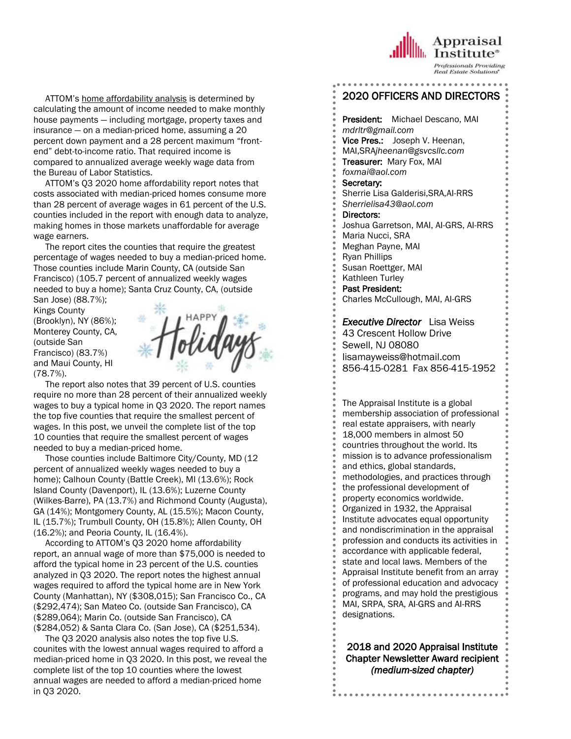ATTOM's home affordability analysis is determined by calculating the amount of income needed to make monthly house payments — including mortgage, property taxes and insurance — on a median-priced home, assuming a 20 percent down payment and a 28 percent maximum "front-end" debt-to-income ratio. That required income is compared to annualized average weekly wage data from the Bureau of Labor Statistics.

ATTOM's Q3 2020 home affordability report notes that costs associated with median-priced homes consume more than 28 percent of average wages in 61 percent of the U.S. counties included in the report with enough data to analyze, making homes in those markets unaffordable for average wage earners.

The report cites the counties that require the greatest percentage of wages needed to buy a median-priced home. Those counties include Marin County, CA (outside San Francisco) (105.7 percent of annualized weekly wages needed to buy a home); Santa Cruz County, CA, (outside San Jose) (88.7%); Kings County (Brooklyn), NY (86%); Monterey County, CA, (outside San Francisco) (83.7%) and Maui County, HI (78.7%).

The report also notes that 39 percent of U.S. counties require no more than 28 percent of their annualized weekly wages to buy a typical home in Q3 2020. The report names the top five counties that require the smallest percent of wages. In this post, we unveil the complete list of the top 10 counties that require the smallest percent of wages needed to buy a median-priced home.

Those counties include Baltimore City/County, MD (12 percent of annualized weekly wages needed to buy a home); Calhoun County (Battle Creek), MI (13.6%); Rock Island County (Davenport), IL (13.6%); Luzerne County (Wilkes-Barre), PA (13.7%) and Richmond County (Augusta), GA (14%); Montgomery County, AL (15.5%); Macon County, IL (15.7%); Trumbull County, OH (15.8%); Allen County, OH (16.2%); and Peoria County, IL (16.4%).

According to ATTOM's Q3 2020 home affordability report, an annual wage of more than $75,000 is needed to afford the typical home in 23 percent of the U.S. counties analyzed in Q3 2020. The report notes the highest annual wages required to afford the typical home are in New York County (Manhattan), NY ($308,015); San Francisco Co., CA ($292,474); San Mateo Co. (outside San Francisco), CA ($289,064); Marin Co. (outside San Francisco), CA ($284,052) & Santa Clara Co. (San Jose), CA ($251,534).

The Q3 2020 analysis also notes the top five U.S. counites with the lowest annual wages required to afford a median-priced home in Q3 2020. In this post, we reveal the complete list of the top 10 counties where the lowest annual wages are needed to afford a median-priced home in Q3 2020.

HAPPY Holidays

Appraisal Institute®
*Professionals Providing Real Estate Solutions*

## 2020 OFFICERS AND DIRECTORS

**President:** Michael Descano, MAI
*mdrltr@gmail.com*
**Vice Pres.:** Joseph V. Heenan, MAI,SRA*jheenan@gsvcsllc.com*
**Treasurer:** Mary Fox, MAI
*foxmai@aol.com*
**Secretary:**
Sherrie Lisa Galderisi,SRA,AI-RRS
*Sherrielisa43@aol.com*
**Directors:**
Joshua Garretson, MAI, AI-GRS, AI-RRS
Maria Nucci, SRA
Meghan Payne, MAI
Ryan Phillips
Susan Roettger, MAI
Kathleen Turley
**Past President:**
Charles McCullough, MAI, AI-GRS

***Executive Director*** Lisa Weiss
43 Crescent Hollow Drive
Sewell, NJ 08080
lisamayweiss@hotmail.com
856-415-0281 Fax 856-415-1952

The Appraisal Institute is a global membership association of professional real estate appraisers, with nearly 18,000 members in almost 50 countries throughout the world. Its mission is to advance professionalism and ethics, global standards, methodologies, and practices through the professional development of property economics worldwide. Organized in 1932, the Appraisal Institute advocates equal opportunity and nondiscrimination in the appraisal profession and conducts its activities in accordance with applicable federal, state and local laws. Members of the Appraisal Institute benefit from an array of professional education and advocacy programs, and may hold the prestigious MAI, SRPA, SRA, AI-GRS and AI-RRS designations.

2018 and 2020 Appraisal Institute Chapter Newsletter Award recipient
*(medium-sized chapter)*